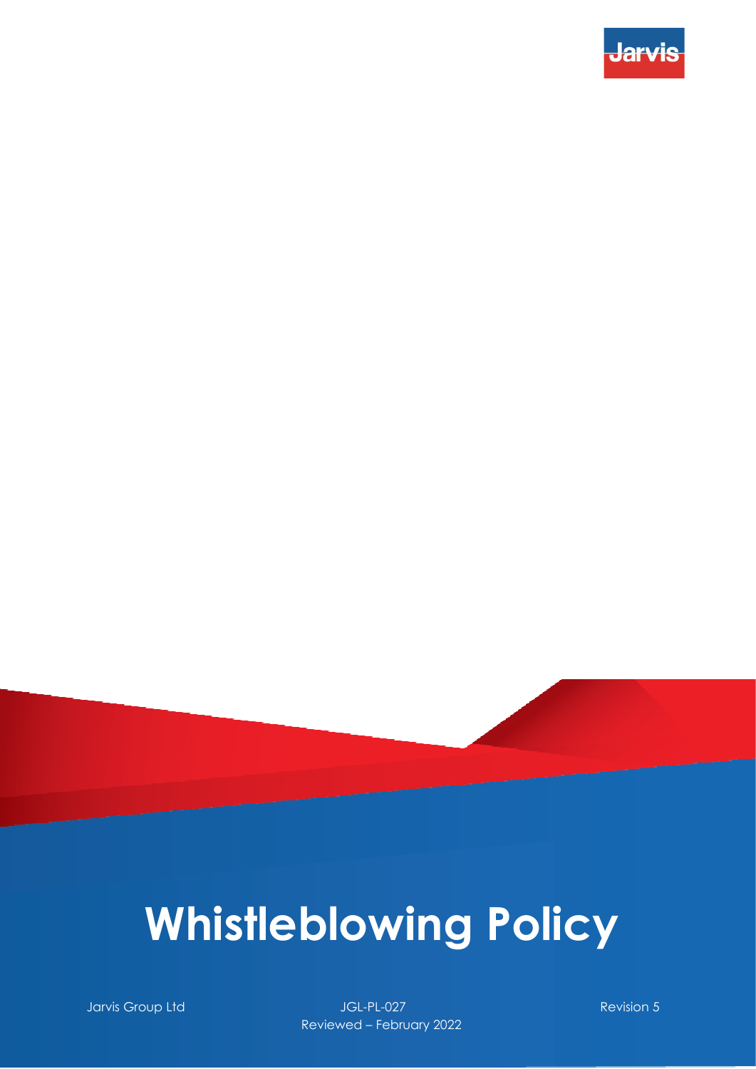Jarvis

# Whistleblowing Policy

Jarvis Group Ltd

JGL-PL-027

Reviewed – February 2022

Revision 5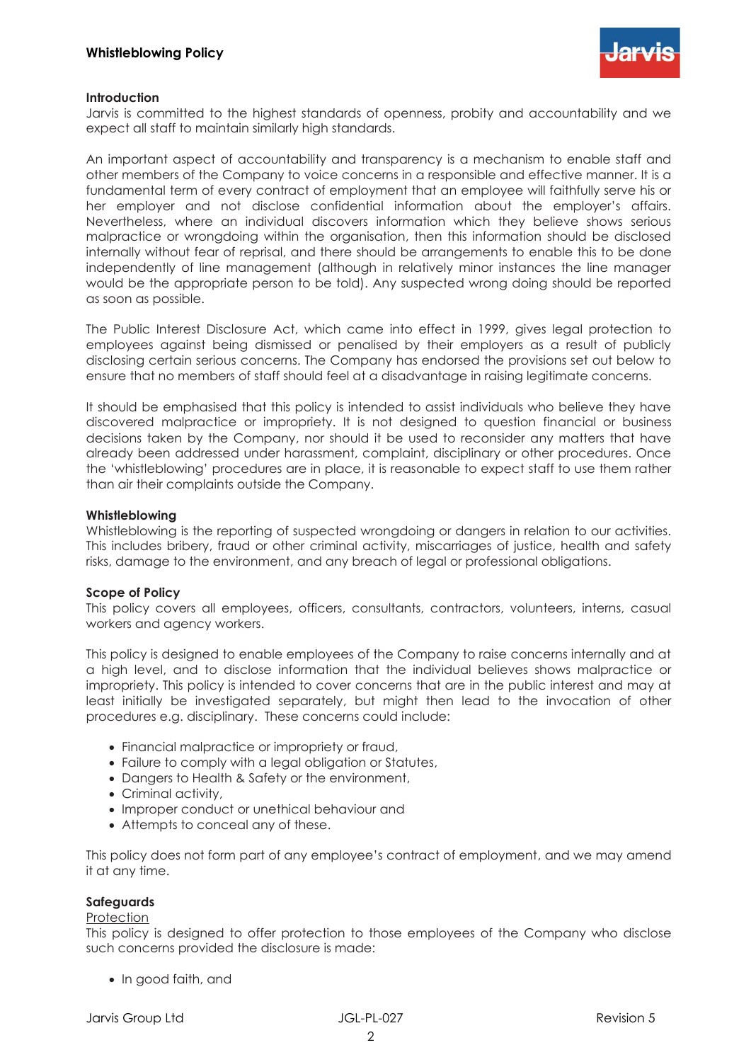## Introduction

Jarvis is committed to the highest standards of openness, probity and accountability and we expect all staff to maintain similarly high standards.

An important aspect of accountability and transparency is a mechanism to enable staff and other members of the Company to voice concerns in a responsible and effective manner. It is a fundamental term of every contract of employment that an employee will faithfully serve his or her employer and not disclose confidential information about the employer's affairs. Nevertheless, where an individual discovers information which they believe shows serious malpractice or wrongdoing within the organisation, then this information should be disclosed internally without fear of reprisal, and there should be arrangements to enable this to be done independently of line management (although in relatively minor instances the line manager would be the appropriate person to be told). Any suspected wrong doing should be reported as soon as possible.

The Public Interest Disclosure Act, which came into effect in 1999, gives legal protection to employees against being dismissed or penalised by their employers as a result of publicly disclosing certain serious concerns. The Company has endorsed the provisions set out below to ensure that no members of staff should feel at a disadvantage in raising legitimate concerns.

It should be emphasised that this policy is intended to assist individuals who believe they have discovered malpractice or impropriety. It is not designed to question financial or business decisions taken by the Company, nor should it be used to reconsider any matters that have already been addressed under harassment, complaint, disciplinary or other procedures. Once the 'whistleblowing' procedures are in place, it is reasonable to expect staff to use them rather than air their complaints outside the Company.

## Whistleblowing

Whistleblowing is the reporting of suspected wrongdoing or dangers in relation to our activities. This includes bribery, fraud or other criminal activity, miscarriages of justice, health and safety risks, damage to the environment, and any breach of legal or professional obligations.

## Scope of Policy

This policy covers all employees, officers, consultants, contractors, volunteers, interns, casual workers and agency workers.

This policy is designed to enable employees of the Company to raise concerns internally and at a high level, and to disclose information that the individual believes shows malpractice or impropriety. This policy is intended to cover concerns that are in the public interest and may at least initially be investigated separately, but might then lead to the invocation of other procedures e.g. disciplinary. These concerns could include:

- Financial malpractice or impropriety or fraud,
- Failure to comply with a legal obligation or Statutes,
- Dangers to Health & Safety or the environment,
- Criminal activity,
- Improper conduct or unethical behaviour and
- Attempts to conceal any of these.

This policy does not form part of any employee's contract of employment, and we may amend it at any time.

## Safeguards

Protection

This policy is designed to offer protection to those employees of the Company who disclose such concerns provided the disclosure is made:

- In good faith, and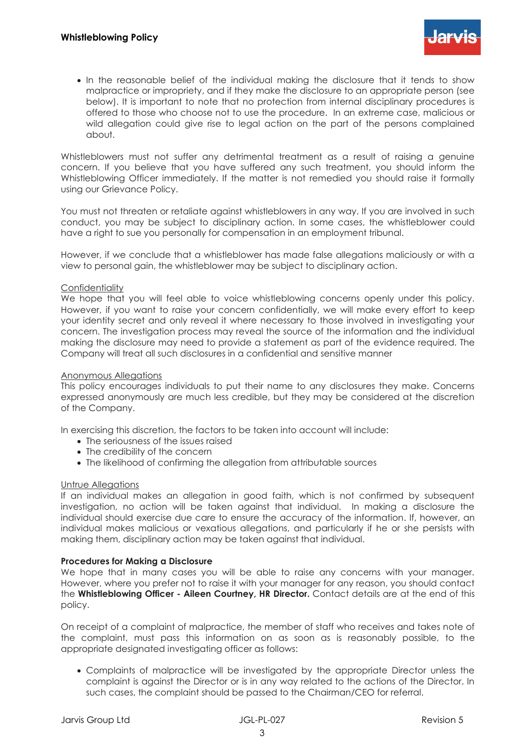- In the reasonable belief of the individual making the disclosure that it tends to show malpractice or impropriety, and if they make the disclosure to an appropriate person (see below). It is important to note that no protection from internal disciplinary procedures is offered to those who choose not to use the procedure. In an extreme case, malicious or wild allegation could give rise to legal action on the part of the persons complained about.

Whistleblowers must not suffer any detrimental treatment as a result of raising a genuine concern. If you believe that you have suffered any such treatment, you should inform the Whistleblowing Officer immediately. If the matter is not remedied you should raise it formally using our Grievance Policy.

You must not threaten or retaliate against whistleblowers in any way. If you are involved in such conduct, you may be subject to disciplinary action. In some cases, the whistleblower could have a right to sue you personally for compensation in an employment tribunal.

However, if we conclude that a whistleblower has made false allegations maliciously or with a view to personal gain, the whistleblower may be subject to disciplinary action.

Confidentiality

We hope that you will feel able to voice whistleblowing concerns openly under this policy. However, if you want to raise your concern confidentially, we will make every effort to keep your identity secret and only reveal it where necessary to those involved in investigating your concern. The investigation process may reveal the source of the information and the individual making the disclosure may need to provide a statement as part of the evidence required. The Company will treat all such disclosures in a confidential and sensitive manner

Anonymous Allegations

This policy encourages individuals to put their name to any disclosures they make. Concerns expressed anonymously are much less credible, but they may be considered at the discretion of the Company.

In exercising this discretion, the factors to be taken into account will include:

- The seriousness of the issues raised
- The credibility of the concern
- The likelihood of confirming the allegation from attributable sources

Untrue Allegations

If an individual makes an allegation in good faith, which is not confirmed by subsequent investigation, no action will be taken against that individual. In making a disclosure the individual should exercise due care to ensure the accuracy of the information. If, however, an individual makes malicious or vexatious allegations, and particularly if he or she persists with making them, disciplinary action may be taken against that individual.

**Procedures for Making a Disclosure**

We hope that in many cases you will be able to raise any concerns with your manager. However, where you prefer not to raise it with your manager for any reason, you should contact the **Whistleblowing Officer - Aileen Courtney, HR Director.** Contact details are at the end of this policy.

On receipt of a complaint of malpractice, the member of staff who receives and takes note of the complaint, must pass this information on as soon as is reasonably possible, to the appropriate designated investigating officer as follows:

- Complaints of malpractice will be investigated by the appropriate Director unless the complaint is against the Director or is in any way related to the actions of the Director. In such cases, the complaint should be passed to the Chairman/CEO for referral.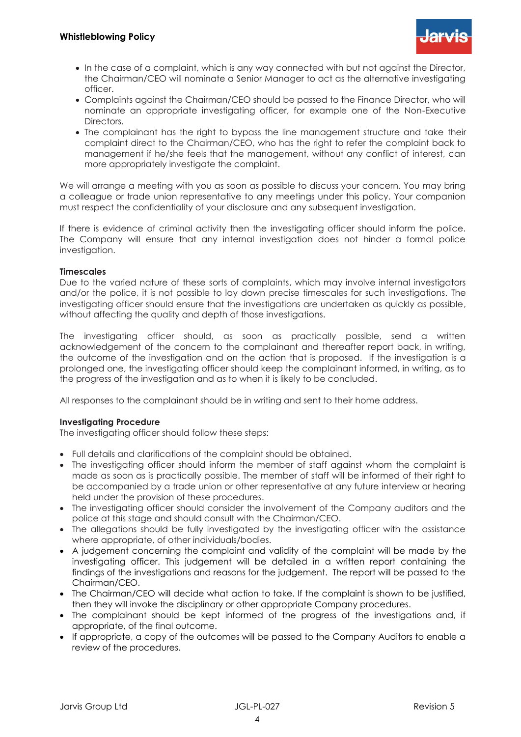- In the case of a complaint, which is any way connected with but not against the Director, the Chairman/CEO will nominate a Senior Manager to act as the alternative investigating officer.
- Complaints against the Chairman/CEO should be passed to the Finance Director, who will nominate an appropriate investigating officer, for example one of the Non-Executive Directors.
- The complainant has the right to bypass the line management structure and take their complaint direct to the Chairman/CEO, who has the right to refer the complaint back to management if he/she feels that the management, without any conflict of interest, can more appropriately investigate the complaint.

We will arrange a meeting with you as soon as possible to discuss your concern. You may bring a colleague or trade union representative to any meetings under this policy. Your companion must respect the confidentiality of your disclosure and any subsequent investigation.

If there is evidence of criminal activity then the investigating officer should inform the police. The Company will ensure that any internal investigation does not hinder a formal police investigation.

**Timescales**

Due to the varied nature of these sorts of complaints, which may involve internal investigators and/or the police, it is not possible to lay down precise timescales for such investigations. The investigating officer should ensure that the investigations are undertaken as quickly as possible, without affecting the quality and depth of those investigations.

The investigating officer should, as soon as practically possible, send a written acknowledgement of the concern to the complainant and thereafter report back, in writing, the outcome of the investigation and on the action that is proposed. If the investigation is a prolonged one, the investigating officer should keep the complainant informed, in writing, as to the progress of the investigation and as to when it is likely to be concluded.

All responses to the complainant should be in writing and sent to their home address.

**Investigating Procedure**

The investigating officer should follow these steps:

- Full details and clarifications of the complaint should be obtained.
- The investigating officer should inform the member of staff against whom the complaint is made as soon as is practically possible. The member of staff will be informed of their right to be accompanied by a trade union or other representative at any future interview or hearing held under the provision of these procedures.
- The investigating officer should consider the involvement of the Company auditors and the police at this stage and should consult with the Chairman/CEO.
- The allegations should be fully investigated by the investigating officer with the assistance where appropriate, of other individuals/bodies.
- A judgement concerning the complaint and validity of the complaint will be made by the investigating officer. This judgement will be detailed in a written report containing the findings of the investigations and reasons for the judgement. The report will be passed to the Chairman/CEO.
- The Chairman/CEO will decide what action to take. If the complaint is shown to be justified, then they will invoke the disciplinary or other appropriate Company procedures.
- The complainant should be kept informed of the progress of the investigations and, if appropriate, of the final outcome.
- If appropriate, a copy of the outcomes will be passed to the Company Auditors to enable a review of the procedures.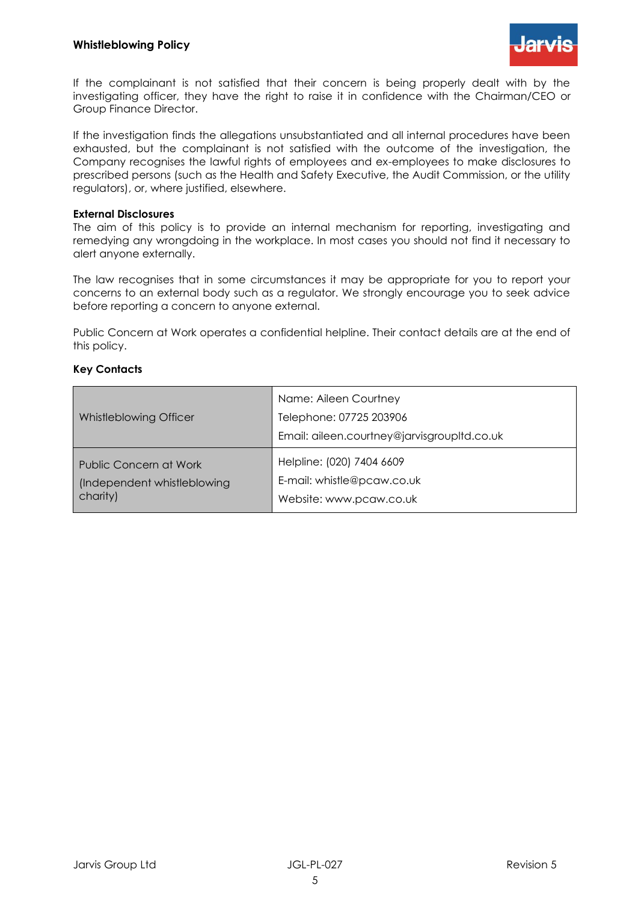If the complainant is not satisfied that their concern is being properly dealt with by the investigating officer, they have the right to raise it in confidence with the Chairman/CEO or Group Finance Director.

If the investigation finds the allegations unsubstantiated and all internal procedures have been exhausted, but the complainant is not satisfied with the outcome of the investigation, the Company recognises the lawful rights of employees and ex-employees to make disclosures to prescribed persons (such as the Health and Safety Executive, the Audit Commission, or the utility regulators), or, where justified, elsewhere.

**External Disclosures**

The aim of this policy is to provide an internal mechanism for reporting, investigating and remedying any wrongdoing in the workplace. In most cases you should not find it necessary to alert anyone externally.

The law recognises that in some circumstances it may be appropriate for you to report your concerns to an external body such as a regulator. We strongly encourage you to seek advice before reporting a concern to anyone external.

Public Concern at Work operates a confidential helpline. Their contact details are at the end of this policy.

**Key Contacts**

| | |
|---|---|
| Whistleblowing Officer | Name: Aileen Courtney<br>Telephone: 07725 203906<br>Email: aileen.courtney@jarvisgroupltd.co.uk |
| Public Concern at Work (Independent whistleblowing charity) | Helpline: (020) 7404 6609<br>E-mail: whistle@pcaw.co.uk<br>Website: www.pcaw.co.uk |